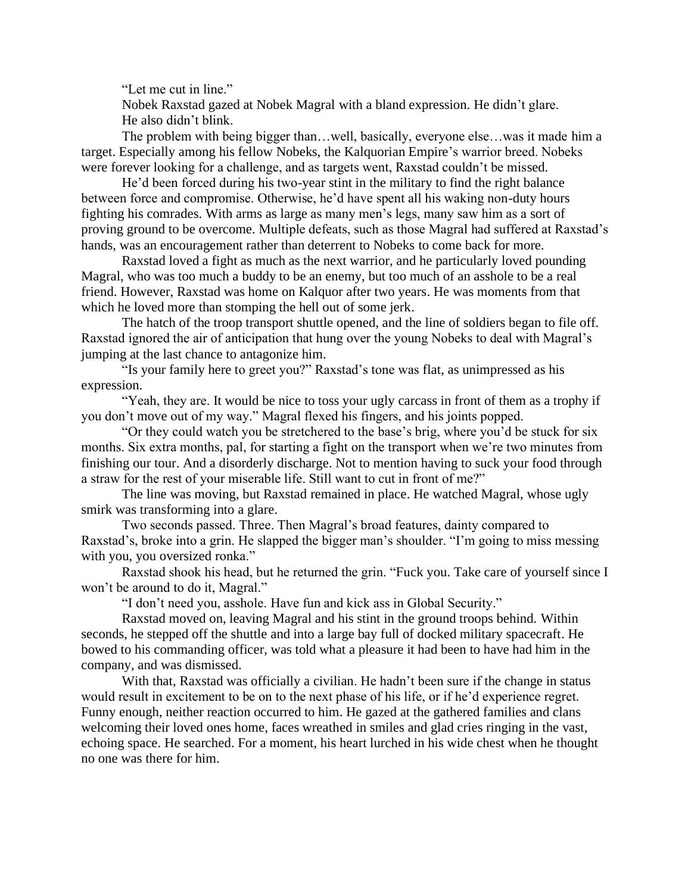"Let me cut in line."

Nobek Raxstad gazed at Nobek Magral with a bland expression. He didn't glare.

He also didn't blink.

The problem with being bigger than…well, basically, everyone else…was it made him a target. Especially among his fellow Nobeks, the Kalquorian Empire's warrior breed. Nobeks were forever looking for a challenge, and as targets went, Raxstad couldn't be missed.

He'd been forced during his two-year stint in the military to find the right balance between force and compromise. Otherwise, he'd have spent all his waking non-duty hours fighting his comrades. With arms as large as many men's legs, many saw him as a sort of proving ground to be overcome. Multiple defeats, such as those Magral had suffered at Raxstad's hands, was an encouragement rather than deterrent to Nobeks to come back for more.

Raxstad loved a fight as much as the next warrior, and he particularly loved pounding Magral, who was too much a buddy to be an enemy, but too much of an asshole to be a real friend. However, Raxstad was home on Kalquor after two years. He was moments from that which he loved more than stomping the hell out of some jerk.

The hatch of the troop transport shuttle opened, and the line of soldiers began to file off. Raxstad ignored the air of anticipation that hung over the young Nobeks to deal with Magral's jumping at the last chance to antagonize him.

"Is your family here to greet you?" Raxstad's tone was flat, as unimpressed as his expression.

"Yeah, they are. It would be nice to toss your ugly carcass in front of them as a trophy if you don't move out of my way." Magral flexed his fingers, and his joints popped.

"Or they could watch you be stretchered to the base's brig, where you'd be stuck for six months. Six extra months, pal, for starting a fight on the transport when we're two minutes from finishing our tour. And a disorderly discharge. Not to mention having to suck your food through a straw for the rest of your miserable life. Still want to cut in front of me?"

The line was moving, but Raxstad remained in place. He watched Magral, whose ugly smirk was transforming into a glare.

Two seconds passed. Three. Then Magral's broad features, dainty compared to Raxstad's, broke into a grin. He slapped the bigger man's shoulder. "I'm going to miss messing with you, you oversized ronka."

Raxstad shook his head, but he returned the grin. "Fuck you. Take care of yourself since I won't be around to do it, Magral."

"I don't need you, asshole. Have fun and kick ass in Global Security."

Raxstad moved on, leaving Magral and his stint in the ground troops behind. Within seconds, he stepped off the shuttle and into a large bay full of docked military spacecraft. He bowed to his commanding officer, was told what a pleasure it had been to have had him in the company, and was dismissed.

With that, Raxstad was officially a civilian. He hadn't been sure if the change in status would result in excitement to be on to the next phase of his life, or if he'd experience regret. Funny enough, neither reaction occurred to him. He gazed at the gathered families and clans welcoming their loved ones home, faces wreathed in smiles and glad cries ringing in the vast, echoing space. He searched. For a moment, his heart lurched in his wide chest when he thought no one was there for him.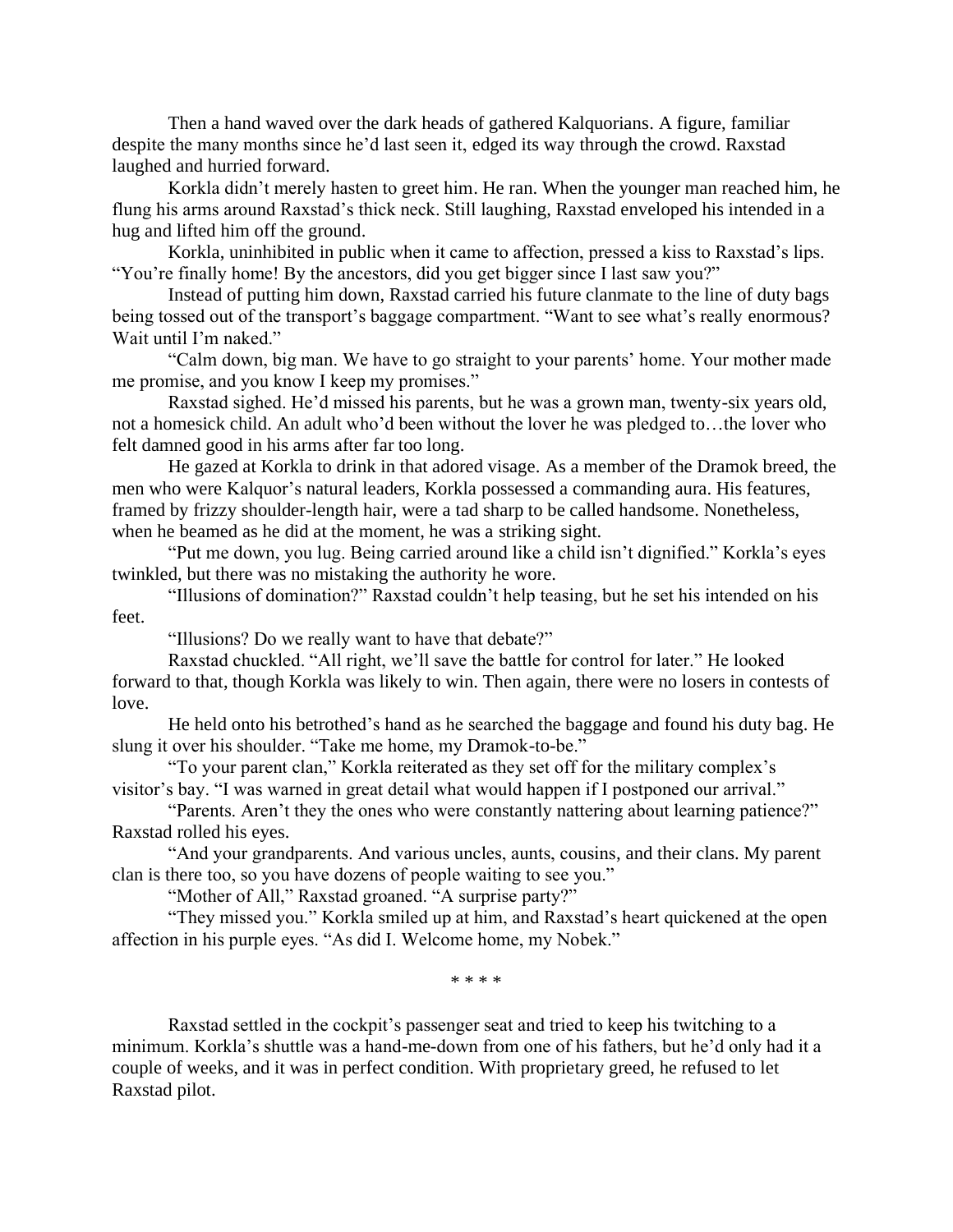Then a hand waved over the dark heads of gathered Kalquorians. A figure, familiar despite the many months since he'd last seen it, edged its way through the crowd. Raxstad laughed and hurried forward.

Korkla didn't merely hasten to greet him. He ran. When the younger man reached him, he flung his arms around Raxstad's thick neck. Still laughing, Raxstad enveloped his intended in a hug and lifted him off the ground.

Korkla, uninhibited in public when it came to affection, pressed a kiss to Raxstad's lips. "You're finally home! By the ancestors, did you get bigger since I last saw you?"

Instead of putting him down, Raxstad carried his future clanmate to the line of duty bags being tossed out of the transport's baggage compartment. "Want to see what's really enormous? Wait until I'm naked."

"Calm down, big man. We have to go straight to your parents' home. Your mother made me promise, and you know I keep my promises."

Raxstad sighed. He'd missed his parents, but he was a grown man, twenty-six years old, not a homesick child. An adult who'd been without the lover he was pledged to…the lover who felt damned good in his arms after far too long.

He gazed at Korkla to drink in that adored visage. As a member of the Dramok breed, the men who were Kalquor's natural leaders, Korkla possessed a commanding aura. His features, framed by frizzy shoulder-length hair, were a tad sharp to be called handsome. Nonetheless, when he beamed as he did at the moment, he was a striking sight.

"Put me down, you lug. Being carried around like a child isn't dignified." Korkla's eyes twinkled, but there was no mistaking the authority he wore.

"Illusions of domination?" Raxstad couldn't help teasing, but he set his intended on his feet.

"Illusions? Do we really want to have that debate?"

Raxstad chuckled. "All right, we'll save the battle for control for later." He looked forward to that, though Korkla was likely to win. Then again, there were no losers in contests of love.

He held onto his betrothed's hand as he searched the baggage and found his duty bag. He slung it over his shoulder. "Take me home, my Dramok-to-be."

"To your parent clan," Korkla reiterated as they set off for the military complex's visitor's bay. "I was warned in great detail what would happen if I postponed our arrival."

"Parents. Aren't they the ones who were constantly nattering about learning patience?" Raxstad rolled his eyes.

"And your grandparents. And various uncles, aunts, cousins, and their clans. My parent clan is there too, so you have dozens of people waiting to see you."

"Mother of All," Raxstad groaned. "A surprise party?"

"They missed you." Korkla smiled up at him, and Raxstad's heart quickened at the open affection in his purple eyes. "As did I. Welcome home, my Nobek."

\* \* \* \*

Raxstad settled in the cockpit's passenger seat and tried to keep his twitching to a minimum. Korkla's shuttle was a hand-me-down from one of his fathers, but he'd only had it a couple of weeks, and it was in perfect condition. With proprietary greed, he refused to let Raxstad pilot.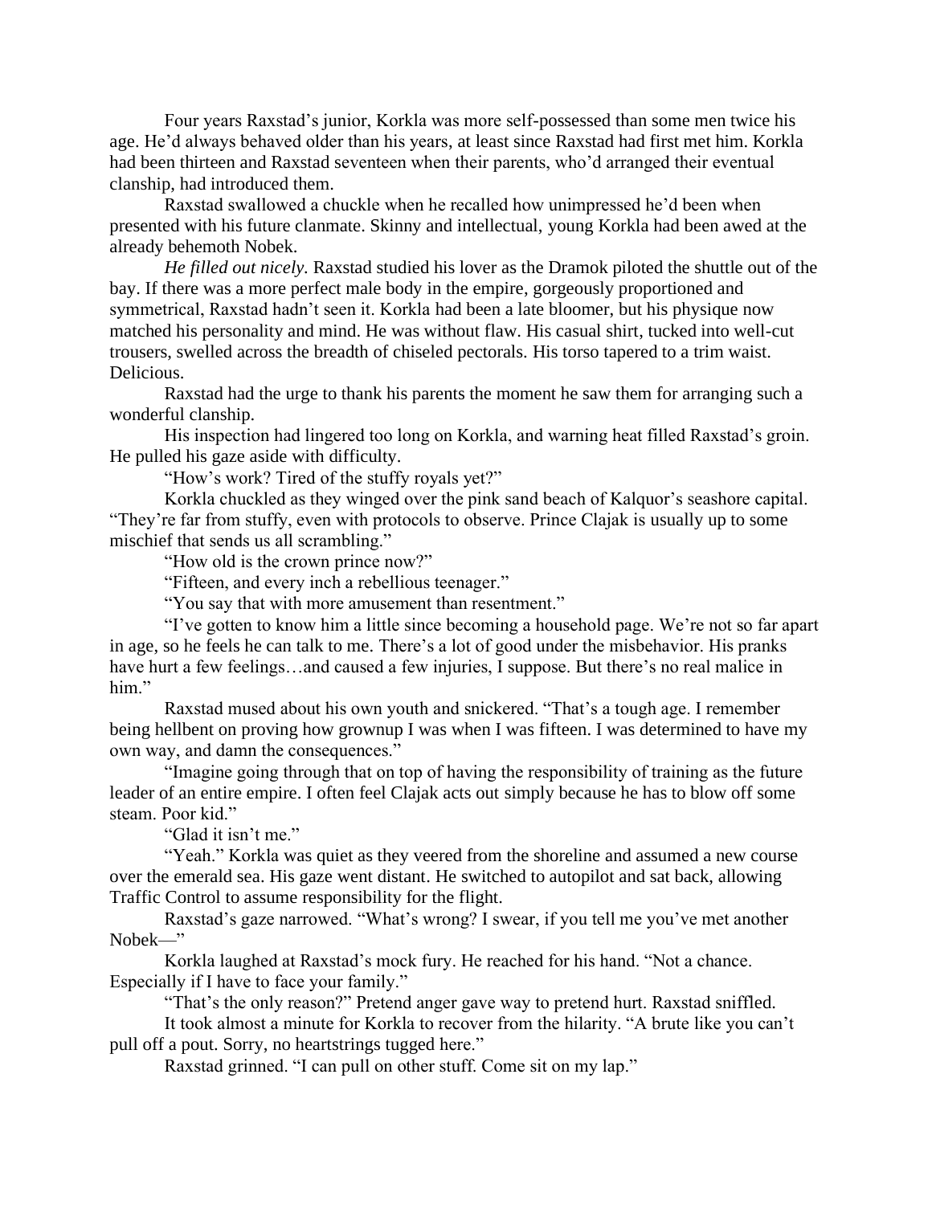Four years Raxstad's junior, Korkla was more self-possessed than some men twice his age. He'd always behaved older than his years, at least since Raxstad had first met him. Korkla had been thirteen and Raxstad seventeen when their parents, who'd arranged their eventual clanship, had introduced them.

Raxstad swallowed a chuckle when he recalled how unimpressed he'd been when presented with his future clanmate. Skinny and intellectual, young Korkla had been awed at the already behemoth Nobek.

*He filled out nicely.* Raxstad studied his lover as the Dramok piloted the shuttle out of the bay. If there was a more perfect male body in the empire, gorgeously proportioned and symmetrical, Raxstad hadn't seen it. Korkla had been a late bloomer, but his physique now matched his personality and mind. He was without flaw. His casual shirt, tucked into well-cut trousers, swelled across the breadth of chiseled pectorals. His torso tapered to a trim waist. Delicious.

Raxstad had the urge to thank his parents the moment he saw them for arranging such a wonderful clanship.

His inspection had lingered too long on Korkla, and warning heat filled Raxstad's groin. He pulled his gaze aside with difficulty.

"How's work? Tired of the stuffy royals yet?"

Korkla chuckled as they winged over the pink sand beach of Kalquor's seashore capital. "They're far from stuffy, even with protocols to observe. Prince Clajak is usually up to some mischief that sends us all scrambling."

"How old is the crown prince now?"

"Fifteen, and every inch a rebellious teenager."

"You say that with more amusement than resentment."

"I've gotten to know him a little since becoming a household page. We're not so far apart in age, so he feels he can talk to me. There's a lot of good under the misbehavior. His pranks have hurt a few feelings…and caused a few injuries, I suppose. But there's no real malice in him."

Raxstad mused about his own youth and snickered. "That's a tough age. I remember being hellbent on proving how grownup I was when I was fifteen. I was determined to have my own way, and damn the consequences."

"Imagine going through that on top of having the responsibility of training as the future leader of an entire empire. I often feel Clajak acts out simply because he has to blow off some steam. Poor kid."

"Glad it isn't me."

"Yeah." Korkla was quiet as they veered from the shoreline and assumed a new course over the emerald sea. His gaze went distant. He switched to autopilot and sat back, allowing Traffic Control to assume responsibility for the flight.

Raxstad's gaze narrowed. "What's wrong? I swear, if you tell me you've met another Nobek—"

Korkla laughed at Raxstad's mock fury. He reached for his hand. "Not a chance. Especially if I have to face your family."

"That's the only reason?" Pretend anger gave way to pretend hurt. Raxstad sniffled.

It took almost a minute for Korkla to recover from the hilarity. "A brute like you can't pull off a pout. Sorry, no heartstrings tugged here."

Raxstad grinned. "I can pull on other stuff. Come sit on my lap."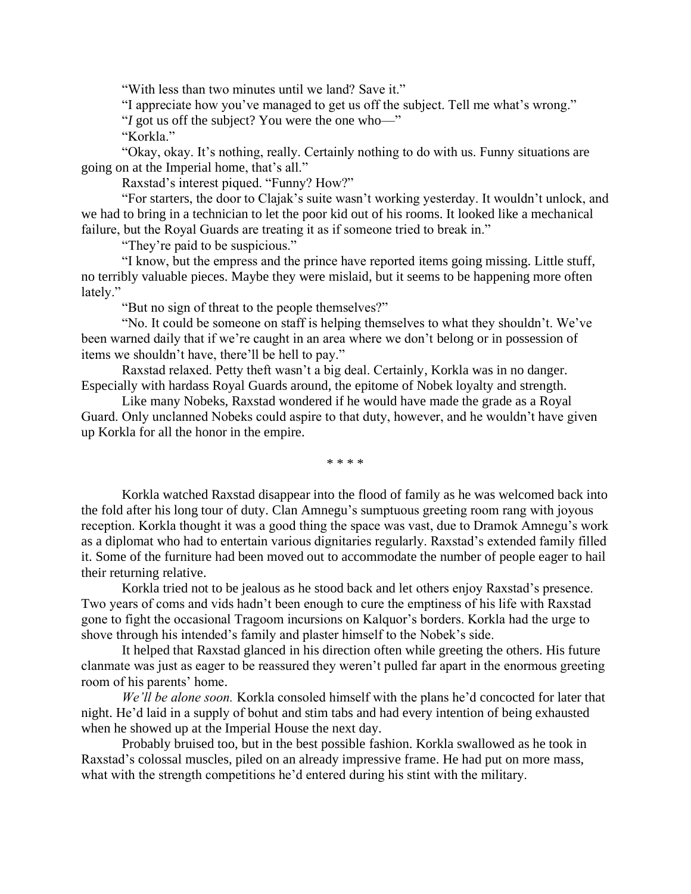"With less than two minutes until we land? Save it."

"I appreciate how you've managed to get us off the subject. Tell me what's wrong."

"*I* got us off the subject? You were the one who—"

"Korkla."

"Okay, okay. It's nothing, really. Certainly nothing to do with us. Funny situations are going on at the Imperial home, that's all."

Raxstad's interest piqued. "Funny? How?"

"For starters, the door to Clajak's suite wasn't working yesterday. It wouldn't unlock, and we had to bring in a technician to let the poor kid out of his rooms. It looked like a mechanical failure, but the Royal Guards are treating it as if someone tried to break in."

"They're paid to be suspicious."

"I know, but the empress and the prince have reported items going missing. Little stuff, no terribly valuable pieces. Maybe they were mislaid, but it seems to be happening more often lately."

"But no sign of threat to the people themselves?"

"No. It could be someone on staff is helping themselves to what they shouldn't. We've been warned daily that if we're caught in an area where we don't belong or in possession of items we shouldn't have, there'll be hell to pay."

Raxstad relaxed. Petty theft wasn't a big deal. Certainly, Korkla was in no danger. Especially with hardass Royal Guards around, the epitome of Nobek loyalty and strength.

Like many Nobeks, Raxstad wondered if he would have made the grade as a Royal Guard. Only unclanned Nobeks could aspire to that duty, however, and he wouldn't have given up Korkla for all the honor in the empire.

\* \* \* \*

Korkla watched Raxstad disappear into the flood of family as he was welcomed back into the fold after his long tour of duty. Clan Amnegu's sumptuous greeting room rang with joyous reception. Korkla thought it was a good thing the space was vast, due to Dramok Amnegu's work as a diplomat who had to entertain various dignitaries regularly. Raxstad's extended family filled it. Some of the furniture had been moved out to accommodate the number of people eager to hail their returning relative.

Korkla tried not to be jealous as he stood back and let others enjoy Raxstad's presence. Two years of coms and vids hadn't been enough to cure the emptiness of his life with Raxstad gone to fight the occasional Tragoom incursions on Kalquor's borders. Korkla had the urge to shove through his intended's family and plaster himself to the Nobek's side.

It helped that Raxstad glanced in his direction often while greeting the others. His future clanmate was just as eager to be reassured they weren't pulled far apart in the enormous greeting room of his parents' home.

*We'll be alone soon.* Korkla consoled himself with the plans he'd concocted for later that night. He'd laid in a supply of bohut and stim tabs and had every intention of being exhausted when he showed up at the Imperial House the next day.

Probably bruised too, but in the best possible fashion. Korkla swallowed as he took in Raxstad's colossal muscles, piled on an already impressive frame. He had put on more mass, what with the strength competitions he'd entered during his stint with the military.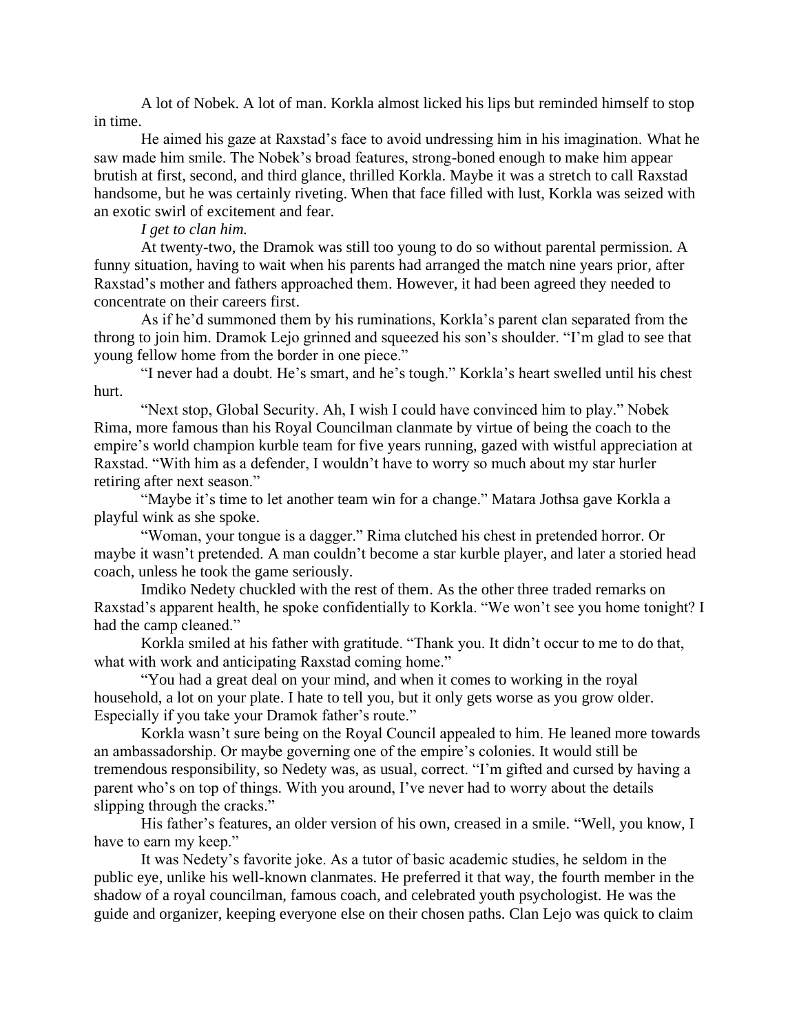A lot of Nobek. A lot of man. Korkla almost licked his lips but reminded himself to stop in time.

He aimed his gaze at Raxstad's face to avoid undressing him in his imagination. What he saw made him smile. The Nobek's broad features, strong-boned enough to make him appear brutish at first, second, and third glance, thrilled Korkla. Maybe it was a stretch to call Raxstad handsome, but he was certainly riveting. When that face filled with lust, Korkla was seized with an exotic swirl of excitement and fear.

*I get to clan him.*

At twenty-two, the Dramok was still too young to do so without parental permission. A funny situation, having to wait when his parents had arranged the match nine years prior, after Raxstad's mother and fathers approached them. However, it had been agreed they needed to concentrate on their careers first.

As if he'd summoned them by his ruminations, Korkla's parent clan separated from the throng to join him. Dramok Lejo grinned and squeezed his son's shoulder. "I'm glad to see that young fellow home from the border in one piece."

"I never had a doubt. He's smart, and he's tough." Korkla's heart swelled until his chest hurt.

"Next stop, Global Security. Ah, I wish I could have convinced him to play." Nobek Rima, more famous than his Royal Councilman clanmate by virtue of being the coach to the empire's world champion kurble team for five years running, gazed with wistful appreciation at Raxstad. "With him as a defender, I wouldn't have to worry so much about my star hurler retiring after next season."

"Maybe it's time to let another team win for a change." Matara Jothsa gave Korkla a playful wink as she spoke.

"Woman, your tongue is a dagger." Rima clutched his chest in pretended horror. Or maybe it wasn't pretended. A man couldn't become a star kurble player, and later a storied head coach, unless he took the game seriously.

Imdiko Nedety chuckled with the rest of them. As the other three traded remarks on Raxstad's apparent health, he spoke confidentially to Korkla. "We won't see you home tonight? I had the camp cleaned."

Korkla smiled at his father with gratitude. "Thank you. It didn't occur to me to do that, what with work and anticipating Raxstad coming home."

"You had a great deal on your mind, and when it comes to working in the royal household, a lot on your plate. I hate to tell you, but it only gets worse as you grow older. Especially if you take your Dramok father's route."

Korkla wasn't sure being on the Royal Council appealed to him. He leaned more towards an ambassadorship. Or maybe governing one of the empire's colonies. It would still be tremendous responsibility, so Nedety was, as usual, correct. "I'm gifted and cursed by having a parent who's on top of things. With you around, I've never had to worry about the details slipping through the cracks."

His father's features, an older version of his own, creased in a smile. "Well, you know, I have to earn my keep."

It was Nedety's favorite joke. As a tutor of basic academic studies, he seldom in the public eye, unlike his well-known clanmates. He preferred it that way, the fourth member in the shadow of a royal councilman, famous coach, and celebrated youth psychologist. He was the guide and organizer, keeping everyone else on their chosen paths. Clan Lejo was quick to claim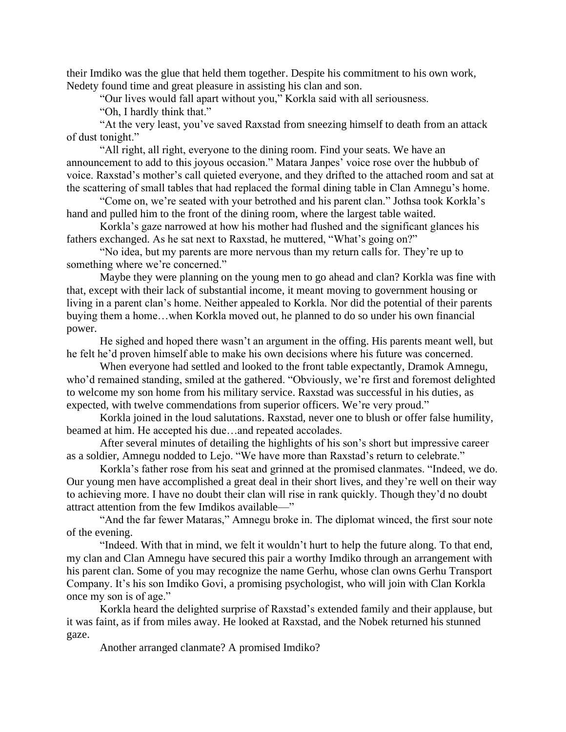their Imdiko was the glue that held them together. Despite his commitment to his own work, Nedety found time and great pleasure in assisting his clan and son.

"Our lives would fall apart without you," Korkla said with all seriousness.

"Oh, I hardly think that."

"At the very least, you've saved Raxstad from sneezing himself to death from an attack of dust tonight."

"All right, all right, everyone to the dining room. Find your seats. We have an announcement to add to this joyous occasion." Matara Janpes' voice rose over the hubbub of voice. Raxstad's mother's call quieted everyone, and they drifted to the attached room and sat at the scattering of small tables that had replaced the formal dining table in Clan Amnegu's home.

"Come on, we're seated with your betrothed and his parent clan." Jothsa took Korkla's hand and pulled him to the front of the dining room, where the largest table waited.

Korkla's gaze narrowed at how his mother had flushed and the significant glances his fathers exchanged. As he sat next to Raxstad, he muttered, "What's going on?"

"No idea, but my parents are more nervous than my return calls for. They're up to something where we're concerned."

Maybe they were planning on the young men to go ahead and clan? Korkla was fine with that, except with their lack of substantial income, it meant moving to government housing or living in a parent clan's home. Neither appealed to Korkla. Nor did the potential of their parents buying them a home…when Korkla moved out, he planned to do so under his own financial power.

He sighed and hoped there wasn't an argument in the offing. His parents meant well, but he felt he'd proven himself able to make his own decisions where his future was concerned.

When everyone had settled and looked to the front table expectantly, Dramok Amnegu, who'd remained standing, smiled at the gathered. "Obviously, we're first and foremost delighted to welcome my son home from his military service. Raxstad was successful in his duties, as expected, with twelve commendations from superior officers. We're very proud."

Korkla joined in the loud salutations. Raxstad, never one to blush or offer false humility, beamed at him. He accepted his due…and repeated accolades.

After several minutes of detailing the highlights of his son's short but impressive career as a soldier, Amnegu nodded to Lejo. "We have more than Raxstad's return to celebrate."

Korkla's father rose from his seat and grinned at the promised clanmates. "Indeed, we do. Our young men have accomplished a great deal in their short lives, and they're well on their way to achieving more. I have no doubt their clan will rise in rank quickly. Though they'd no doubt attract attention from the few Imdikos available—"

"And the far fewer Mataras," Amnegu broke in. The diplomat winced, the first sour note of the evening.

"Indeed. With that in mind, we felt it wouldn't hurt to help the future along. To that end, my clan and Clan Amnegu have secured this pair a worthy Imdiko through an arrangement with his parent clan. Some of you may recognize the name Gerhu, whose clan owns Gerhu Transport Company. It's his son Imdiko Govi, a promising psychologist, who will join with Clan Korkla once my son is of age."

Korkla heard the delighted surprise of Raxstad's extended family and their applause, but it was faint, as if from miles away. He looked at Raxstad, and the Nobek returned his stunned gaze.

Another arranged clanmate? A promised Imdiko?